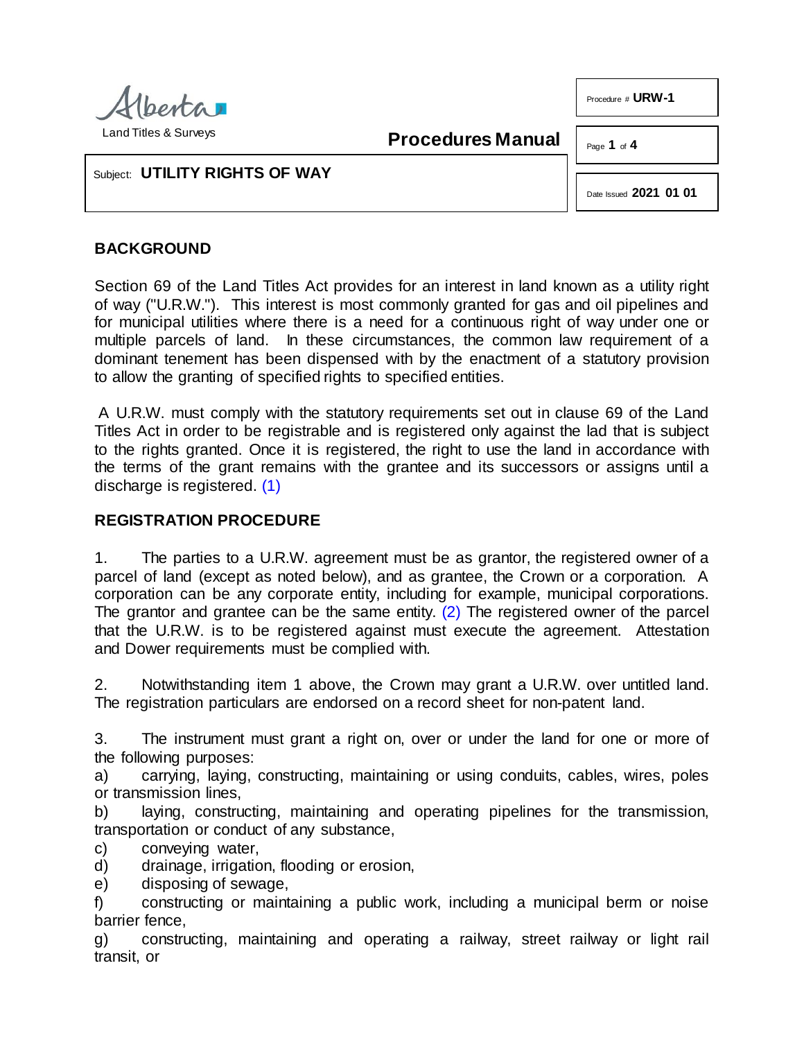Procedures Manual

Procedure # **URW-1**

Subject: **UTILITY RIGHTS OF WAY**

Date Issued **2021 01 01**

## BACKGROUND

Section 69 of the Land Titles Act provides for an interest in land known as a utility right of way ("U.R.W."). This interest is most commonly granted for gas and oil pipelines and for municipal utilities where there is a need for a continuous right of way under one or multiple parcels of land. In these circumstances, the common law requirement of a dominant tenement has been dispensed with by the enactment of a statutory provision to allow the granting of specified rights to specified entities.

A U.R.W. must comply with the statutory requirements set out in clause 69 of the Land Titles Act in order to be registrable and is registered only against the lad that is subject to the rights granted. Once it is registered, the right to use the land in accordance with the terms of the grant remains with the grantee and its successors or assigns until a discharge is registered. (1)

## REGISTRATION PROCEDURE

1. The parties to a U.R.W. agreement must be as grantor, the registered owner of a parcel of land (except as noted below), and as grantee, the Crown or a corporation. A corporation can be any corporate entity, including for example, municipal corporations. The grantor and grantee can be the same entity. (2) The registered owner of the parcel that the U.R.W. is to be registered against must execute the agreement. Attestation and Dower requirements must be complied with.

2. Notwithstanding item 1 above, the Crown may grant a U.R.W. over untitled land. The registration particulars are endorsed on a record sheet for non-patent land.

3. The instrument must grant a right on, over or under the land for one or more of the following purposes:

a) carrying, laying, constructing, maintaining or using conduits, cables, wires, poles or transmission lines,

b) laying, constructing, maintaining and operating pipelines for the transmission, transportation or conduct of any substance,

c) conveying water,

d) drainage, irrigation, flooding or erosion,

e) disposing of sewage,

f) constructing or maintaining a public work, including a municipal berm or noise barrier fence,

g) constructing, maintaining and operating a railway, street railway or light rail transit, or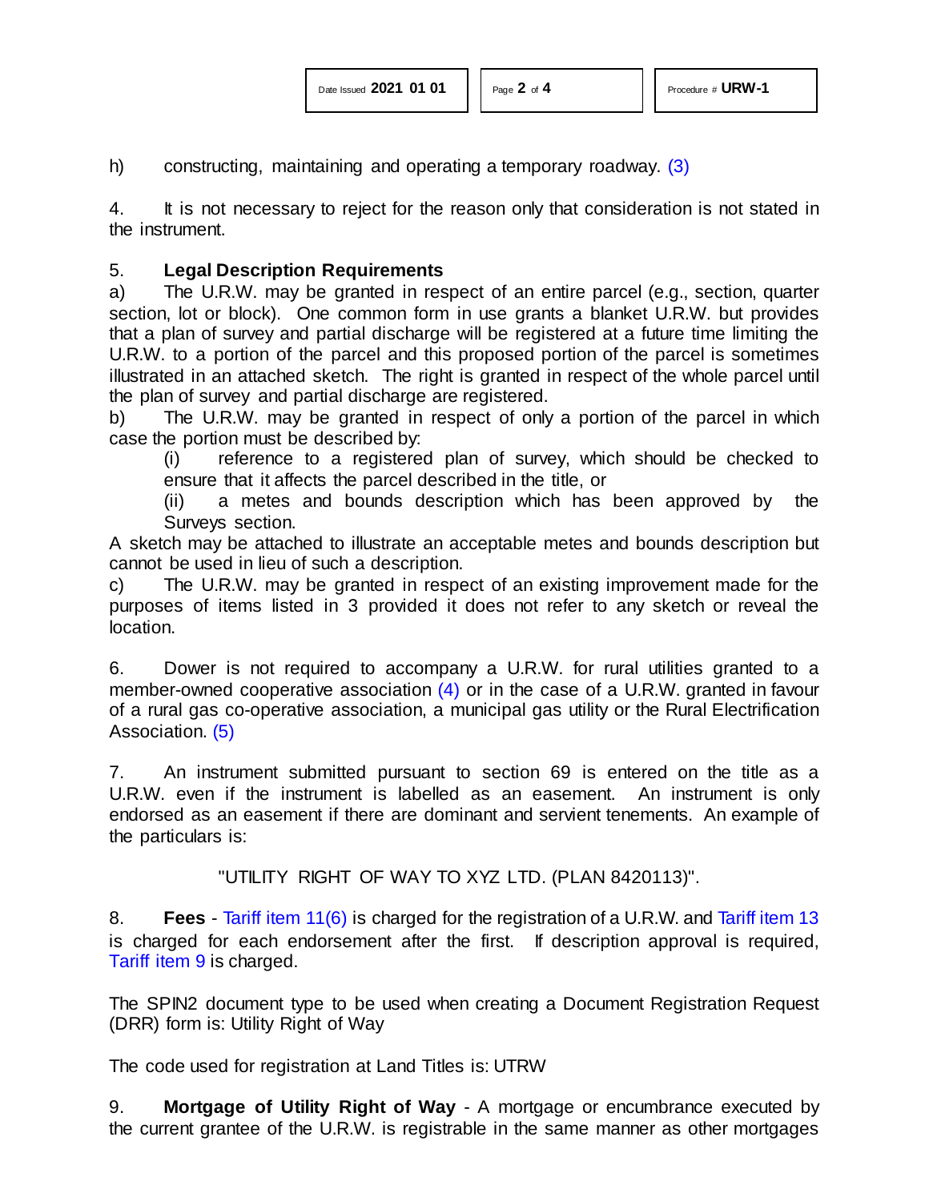h) constructing, maintaining and operating a temporary roadway. (3)

4. It is not necessary to reject for the reason only that consideration is not stated in the instrument.

5. **Legal Description Requirements**

a) The U.R.W. may be granted in respect of an entire parcel (e.g., section, quarter section, lot or block). One common form in use grants a blanket U.R.W. but provides that a plan of survey and partial discharge will be registered at a future time limiting the U.R.W. to a portion of the parcel and this proposed portion of the parcel is sometimes illustrated in an attached sketch. The right is granted in respect of the whole parcel until the plan of survey and partial discharge are registered.

b) The U.R.W. may be granted in respect of only a portion of the parcel in which case the portion must be described by:

- (i) reference to a registered plan of survey, which should be checked to ensure that it affects the parcel described in the title, or
- (ii) a metes and bounds description which has been approved by the Surveys section.

A sketch may be attached to illustrate an acceptable metes and bounds description but cannot be used in lieu of such a description.

c) The U.R.W. may be granted in respect of an existing improvement made for the purposes of items listed in 3 provided it does not refer to any sketch or reveal the location.

6. Dower is not required to accompany a U.R.W. for rural utilities granted to a member-owned cooperative association (4) or in the case of a U.R.W. granted in favour of a rural gas co-operative association, a municipal gas utility or the Rural Electrification Association. (5)

7. An instrument submitted pursuant to section 69 is entered on the title as a U.R.W. even if the instrument is labelled as an easement. An instrument is only endorsed as an easement if there are dominant and servient tenements. An example of the particulars is:

"UTILITY RIGHT OF WAY TO XYZ LTD. (PLAN 8420113)".

8. **Fees** - Tariff item 11(6) is charged for the registration of a U.R.W. and Tariff item 13 is charged for each endorsement after the first. If description approval is required, Tariff item 9 is charged.

The SPIN2 document type to be used when creating a Document Registration Request (DRR) form is: Utility Right of Way

The code used for registration at Land Titles is: UTRW

9. **Mortgage of Utility Right of Way** - A mortgage or encumbrance executed by the current grantee of the U.R.W. is registrable in the same manner as other mortgages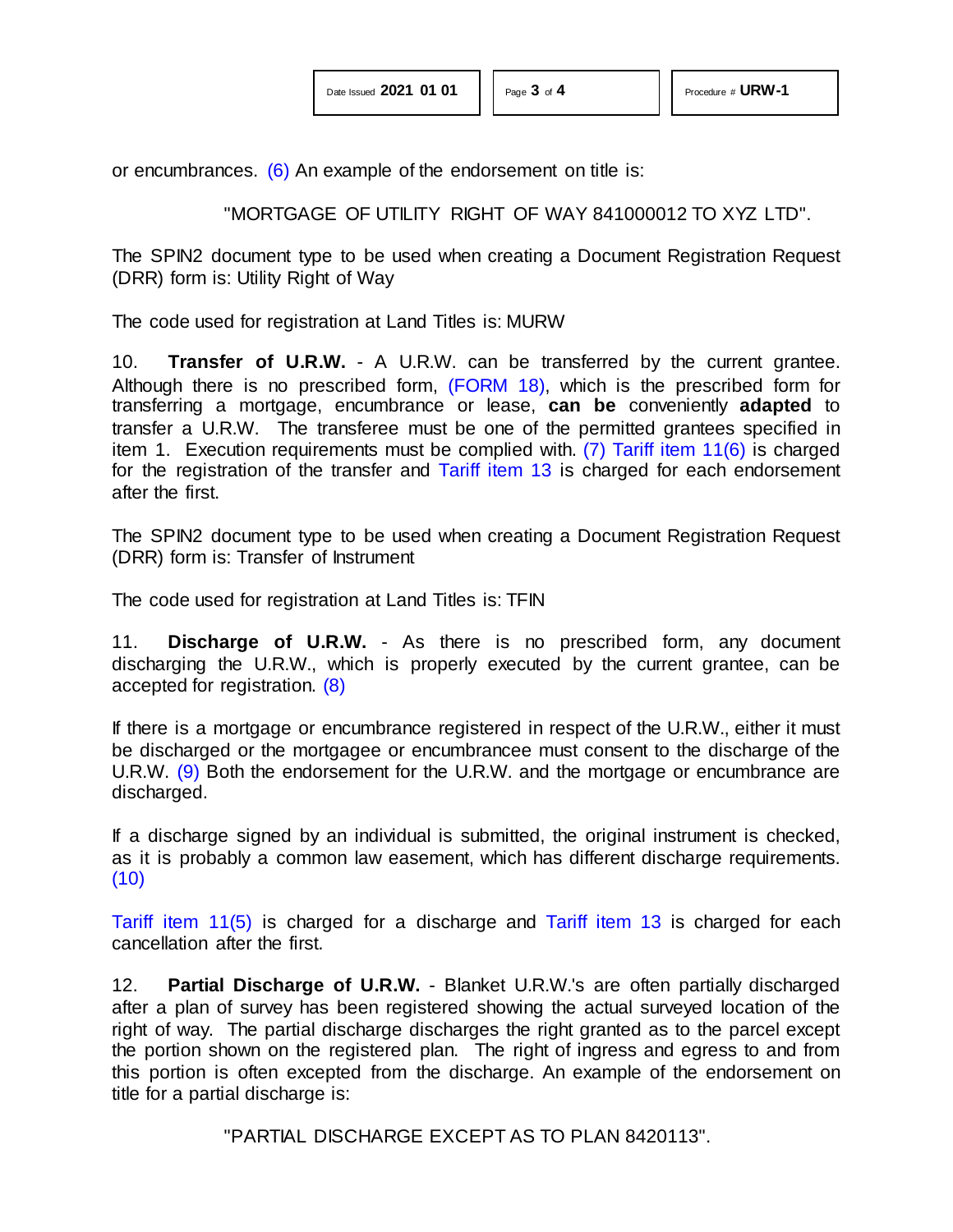or encumbrances. (6) An example of the endorsement on title is:

"MORTGAGE OF UTILITY RIGHT OF WAY 841000012 TO XYZ LTD".

The SPIN2 document type to be used when creating a Document Registration Request (DRR) form is: Utility Right of Way

The code used for registration at Land Titles is: MURW

10. **Transfer of U.R.W.** - A U.R.W. can be transferred by the current grantee. Although there is no prescribed form, (FORM 18), which is the prescribed form for transferring a mortgage, encumbrance or lease, **can be** conveniently **adapted** to transfer a U.R.W. The transferee must be one of the permitted grantees specified in item 1. Execution requirements must be complied with. (7) Tariff item 11(6) is charged for the registration of the transfer and Tariff item 13 is charged for each endorsement after the first.

The SPIN2 document type to be used when creating a Document Registration Request (DRR) form is: Transfer of Instrument

The code used for registration at Land Titles is: TFIN

11. **Discharge of U.R.W.** - As there is no prescribed form, any document discharging the U.R.W., which is properly executed by the current grantee, can be accepted for registration. (8)

If there is a mortgage or encumbrance registered in respect of the U.R.W., either it must be discharged or the mortgagee or encumbrancee must consent to the discharge of the U.R.W. (9) Both the endorsement for the U.R.W. and the mortgage or encumbrance are discharged.

If a discharge signed by an individual is submitted, the original instrument is checked, as it is probably a common law easement, which has different discharge requirements. (10)

Tariff item 11(5) is charged for a discharge and Tariff item 13 is charged for each cancellation after the first.

12. **Partial Discharge of U.R.W.** - Blanket U.R.W.'s are often partially discharged after a plan of survey has been registered showing the actual surveyed location of the right of way. The partial discharge discharges the right granted as to the parcel except the portion shown on the registered plan. The right of ingress and egress to and from this portion is often excepted from the discharge. An example of the endorsement on title for a partial discharge is:

"PARTIAL DISCHARGE EXCEPT AS TO PLAN 8420113".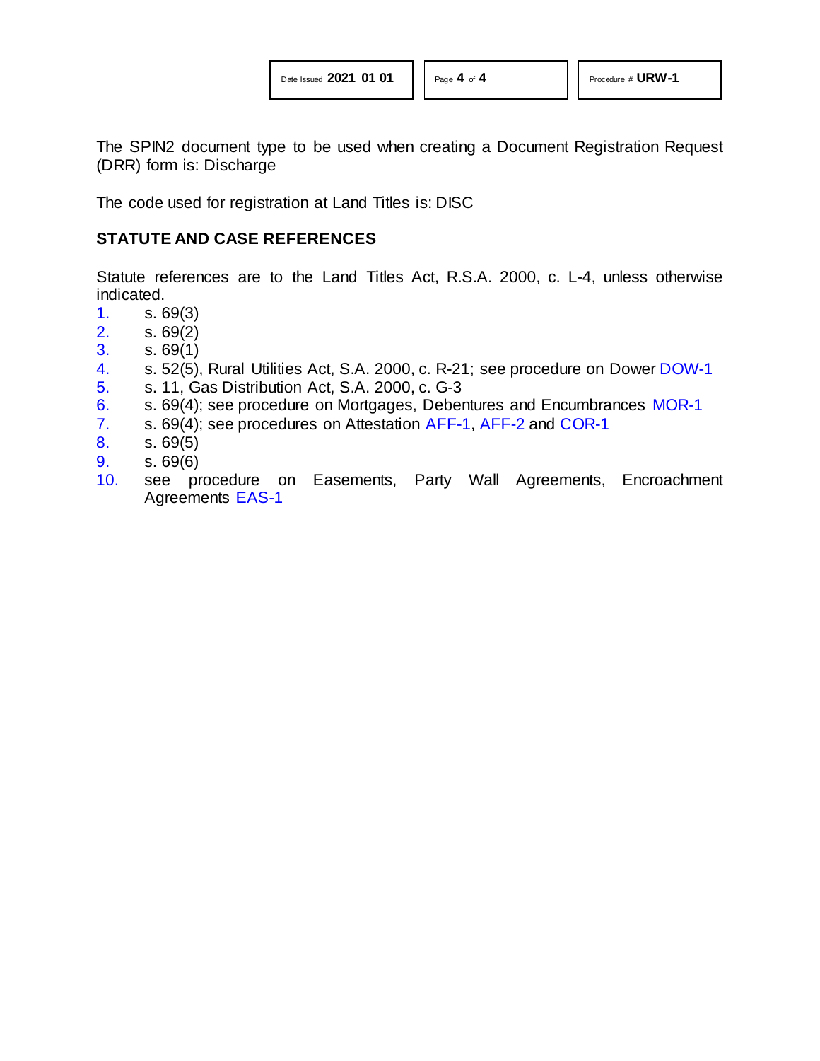The SPIN2 document type to be used when creating a Document Registration Request (DRR) form is: Discharge

The code used for registration at Land Titles is: DISC

## STATUTE AND CASE REFERENCES

Statute references are to the Land Titles Act, R.S.A. 2000, c. L-4, unless otherwise indicated.

1. s. 69(3)
2. s. 69(2)
3. s. 69(1)
4. s. 52(5), Rural Utilities Act, S.A. 2000, c. R-21; see procedure on Dower DOW-1
5. s. 11, Gas Distribution Act, S.A. 2000, c. G-3
6. s. 69(4); see procedure on Mortgages, Debentures and Encumbrances MOR-1
7. s. 69(4); see procedures on Attestation AFF-1, AFF-2 and COR-1
8. s. 69(5)
9. s. 69(6)
10. see procedure on Easements, Party Wall Agreements, Encroachment Agreements EAS-1